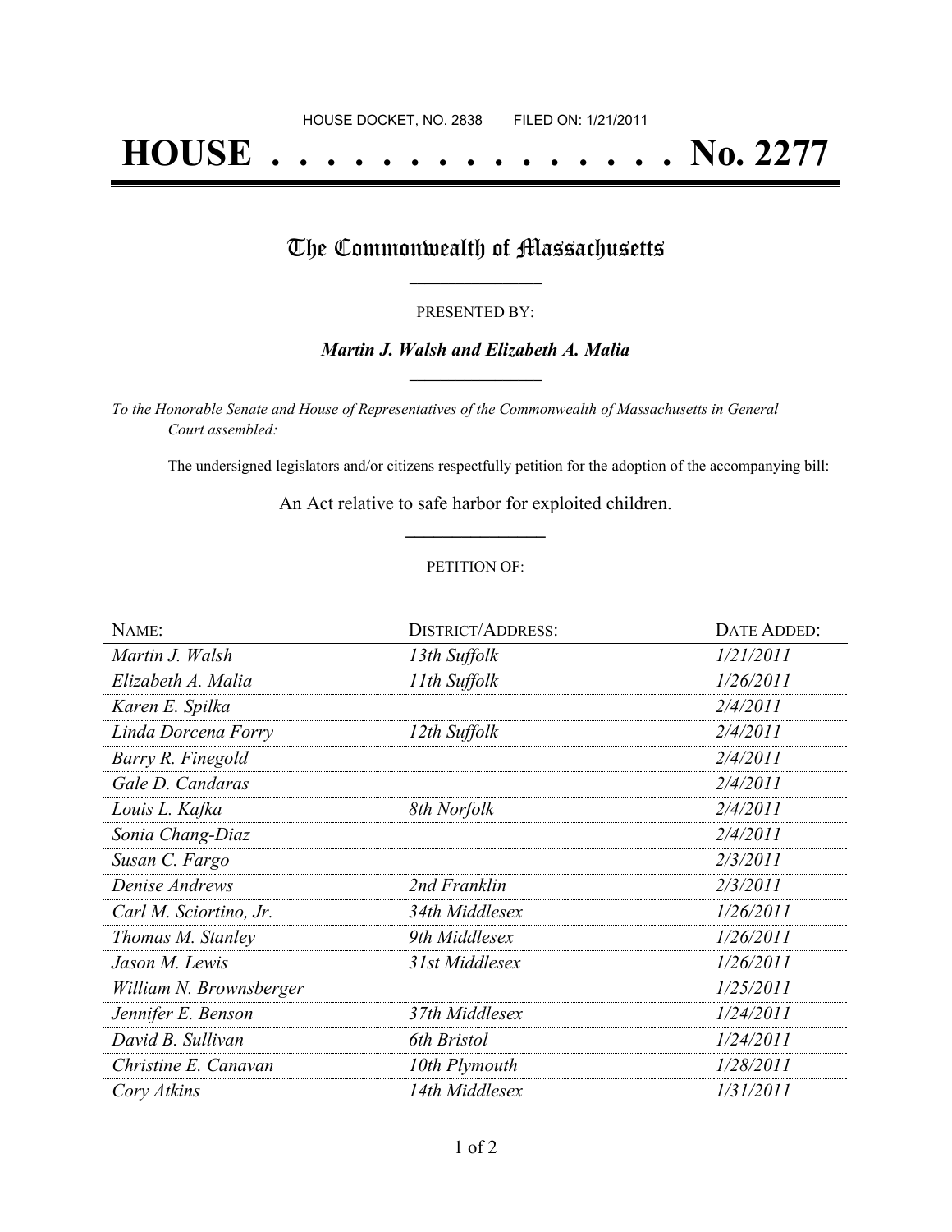HOUSE DOCKET, NO. 2838        FILED ON: 1/21/2011

# HOUSE . . . . . . . . . . . . . . . No. 2277

## The Commonwealth of Massachusetts

PRESENTED BY:

***Martin J. Walsh and Elizabeth A. Malia***

*To the Honorable Senate and House of Representatives of the Commonwealth of Massachusetts in General Court assembled:*

The undersigned legislators and/or citizens respectfully petition for the adoption of the accompanying bill:

An Act relative to safe harbor for exploited children.

PETITION OF:

| NAME: | DISTRICT/ADDRESS: | DATE ADDED: |
|---|---|---|
| *Martin J. Walsh* | *13th Suffolk* | *1/21/2011* |
| *Elizabeth A. Malia* | *11th Suffolk* | *1/26/2011* |
| *Karen E. Spilka* | | *2/4/2011* |
| *Linda Dorcena Forry* | *12th Suffolk* | *2/4/2011* |
| *Barry R. Finegold* | | *2/4/2011* |
| *Gale D. Candaras* | | *2/4/2011* |
| *Louis L. Kafka* | *8th Norfolk* | *2/4/2011* |
| *Sonia Chang-Diaz* | | *2/4/2011* |
| *Susan C. Fargo* | | *2/3/2011* |
| *Denise Andrews* | *2nd Franklin* | *2/3/2011* |
| *Carl M. Sciortino, Jr.* | *34th Middlesex* | *1/26/2011* |
| *Thomas M. Stanley* | *9th Middlesex* | *1/26/2011* |
| *Jason M. Lewis* | *31st Middlesex* | *1/26/2011* |
| *William N. Brownsberger* | | *1/25/2011* |
| *Jennifer E. Benson* | *37th Middlesex* | *1/24/2011* |
| *David B. Sullivan* | *6th Bristol* | *1/24/2011* |
| *Christine E. Canavan* | *10th Plymouth* | *1/28/2011* |
| *Cory Atkins* | *14th Middlesex* | *1/31/2011* |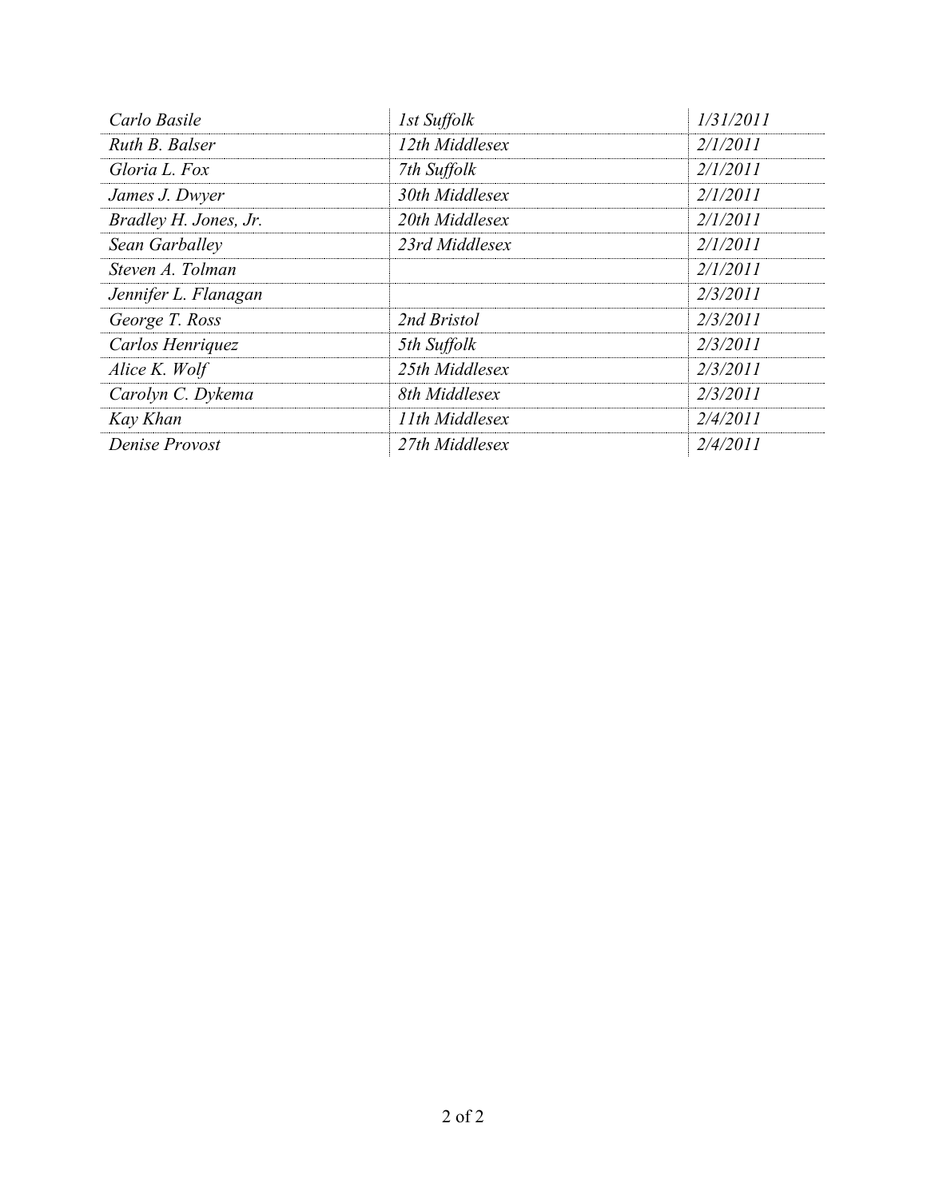| | | |
|---|---|---|
| *Carlo Basile* | *1st Suffolk* | *1/31/2011* |
| *Ruth B. Balser* | *12th Middlesex* | *2/1/2011* |
| *Gloria L. Fox* | *7th Suffolk* | *2/1/2011* |
| *James J. Dwyer* | *30th Middlesex* | *2/1/2011* |
| *Bradley H. Jones, Jr.* | *20th Middlesex* | *2/1/2011* |
| *Sean Garballey* | *23rd Middlesex* | *2/1/2011* |
| *Steven A. Tolman* | | *2/1/2011* |
| *Jennifer L. Flanagan* | | *2/3/2011* |
| *George T. Ross* | *2nd Bristol* | *2/3/2011* |
| *Carlos Henriquez* | *5th Suffolk* | *2/3/2011* |
| *Alice K. Wolf* | *25th Middlesex* | *2/3/2011* |
| *Carolyn C. Dykema* | *8th Middlesex* | *2/3/2011* |
| *Kay Khan* | *11th Middlesex* | *2/4/2011* |
| *Denise Provost* | *27th Middlesex* | *2/4/2011* |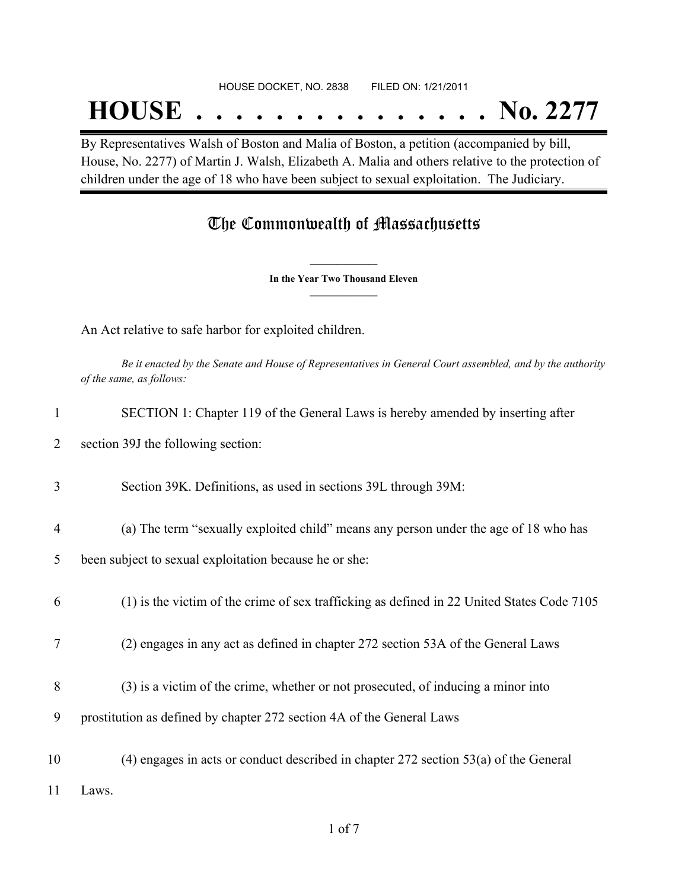HOUSE DOCKET, NO. 2838 FILED ON: 1/21/2011

# HOUSE . . . . . . . . . . . . . . . No. 2277

By Representatives Walsh of Boston and Malia of Boston, a petition (accompanied by bill, House, No. 2277) of Martin J. Walsh, Elizabeth A. Malia and others relative to the protection of children under the age of 18 who have been subject to sexual exploitation. The Judiciary.

## The Commonwealth of Massachusetts

**In the Year Two Thousand Eleven**

An Act relative to safe harbor for exploited children.

*Be it enacted by the Senate and House of Representatives in General Court assembled, and by the authority of the same, as follows:*

1 SECTION 1: Chapter 119 of the General Laws is hereby amended by inserting after

2 section 39J the following section:

3 Section 39K. Definitions, as used in sections 39L through 39M:

4 (a) The term "sexually exploited child" means any person under the age of 18 who has

5 been subject to sexual exploitation because he or she:

6 (1) is the victim of the crime of sex trafficking as defined in 22 United States Code 7105

7 (2) engages in any act as defined in chapter 272 section 53A of the General Laws

8 (3) is a victim of the crime, whether or not prosecuted, of inducing a minor into

9 prostitution as defined by chapter 272 section 4A of the General Laws

10 (4) engages in acts or conduct described in chapter 272 section 53(a) of the General

11 Laws.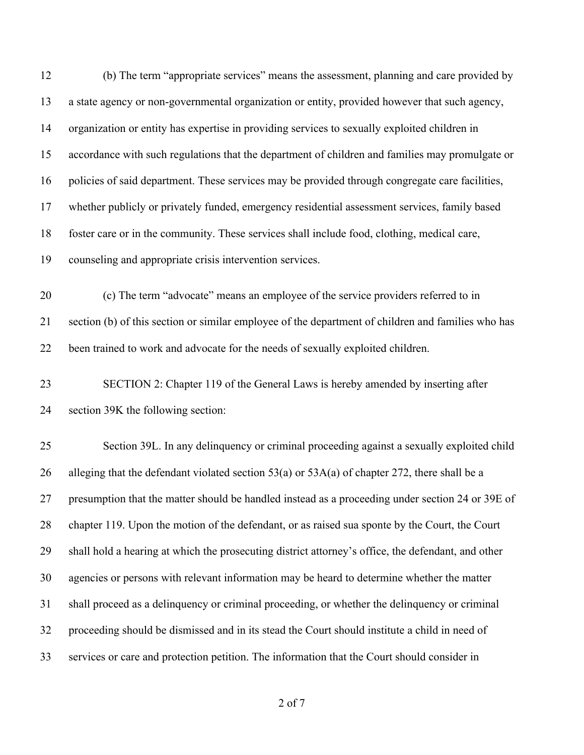(b) The term “appropriate services” means the assessment, planning and care provided by a state agency or non-governmental organization or entity, provided however that such agency, organization or entity has expertise in providing services to sexually exploited children in accordance with such regulations that the department of children and families may promulgate or policies of said department. These services may be provided through congregate care facilities, whether publicly or privately funded, emergency residential assessment services, family based foster care or in the community. These services shall include food, clothing, medical care, counseling and appropriate crisis intervention services.

(c) The term “advocate” means an employee of the service providers referred to in section (b) of this section or similar employee of the department of children and families who has been trained to work and advocate for the needs of sexually exploited children.

SECTION 2: Chapter 119 of the General Laws is hereby amended by inserting after section 39K the following section:

Section 39L. In any delinquency or criminal proceeding against a sexually exploited child alleging that the defendant violated section 53(a) or 53A(a) of chapter 272, there shall be a presumption that the matter should be handled instead as a proceeding under section 24 or 39E of chapter 119. Upon the motion of the defendant, or as raised sua sponte by the Court, the Court shall hold a hearing at which the prosecuting district attorney’s office, the defendant, and other agencies or persons with relevant information may be heard to determine whether the matter shall proceed as a delinquency or criminal proceeding, or whether the delinquency or criminal proceeding should be dismissed and in its stead the Court should institute a child in need of services or care and protection petition. The information that the Court should consider in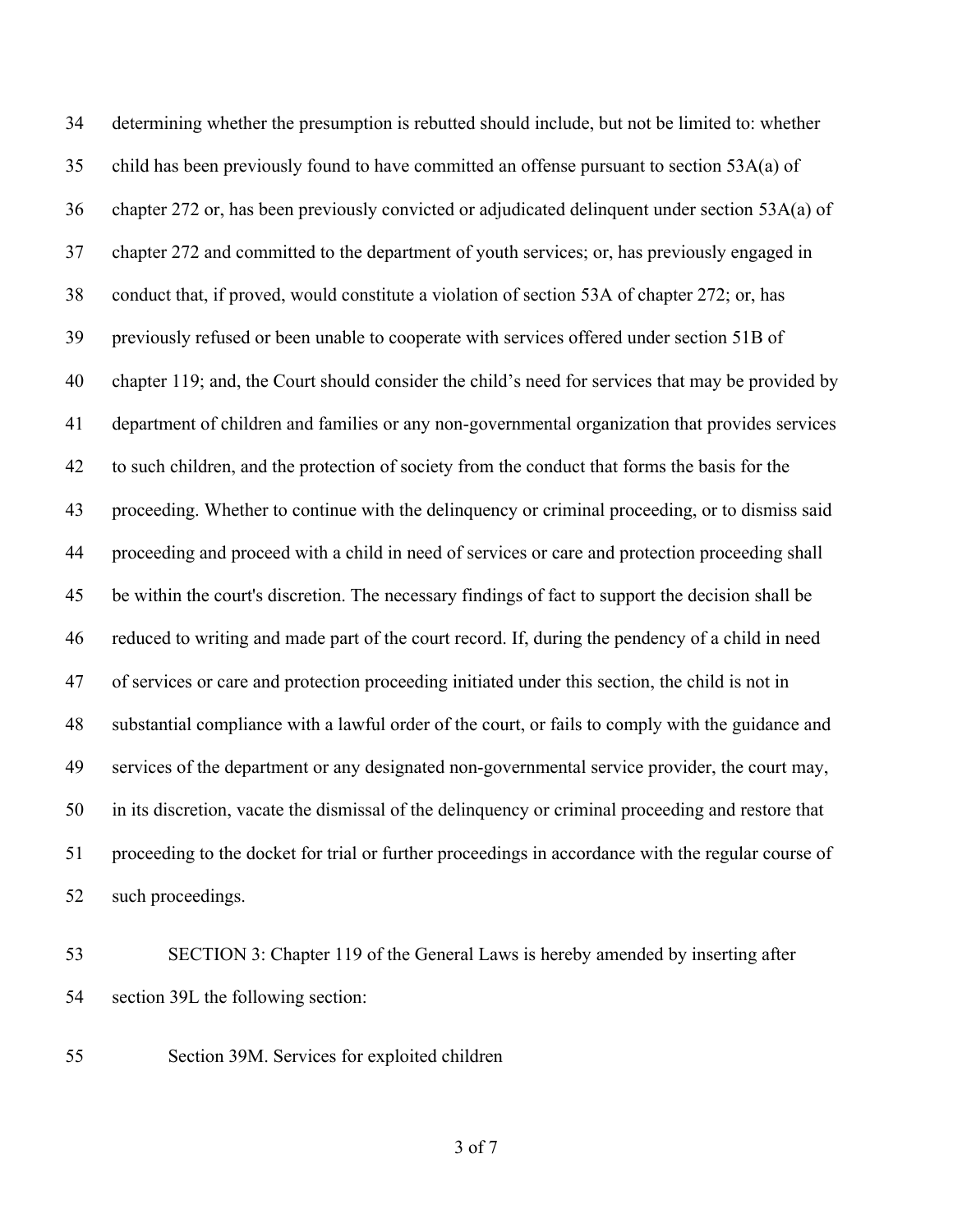determining whether the presumption is rebutted should include, but not be limited to: whether child has been previously found to have committed an offense pursuant to section 53A(a) of chapter 272 or, has been previously convicted or adjudicated delinquent under section 53A(a) of chapter 272 and committed to the department of youth services; or, has previously engaged in conduct that, if proved, would constitute a violation of section 53A of chapter 272; or, has previously refused or been unable to cooperate with services offered under section 51B of chapter 119; and, the Court should consider the child's need for services that may be provided by department of children and families or any non-governmental organization that provides services to such children, and the protection of society from the conduct that forms the basis for the proceeding. Whether to continue with the delinquency or criminal proceeding, or to dismiss said proceeding and proceed with a child in need of services or care and protection proceeding shall be within the court's discretion. The necessary findings of fact to support the decision shall be reduced to writing and made part of the court record. If, during the pendency of a child in need of services or care and protection proceeding initiated under this section, the child is not in substantial compliance with a lawful order of the court, or fails to comply with the guidance and services of the department or any designated non-governmental service provider, the court may, in its discretion, vacate the dismissal of the delinquency or criminal proceeding and restore that proceeding to the docket for trial or further proceedings in accordance with the regular course of such proceedings.

SECTION 3: Chapter 119 of the General Laws is hereby amended by inserting after section 39L the following section:

Section 39M. Services for exploited children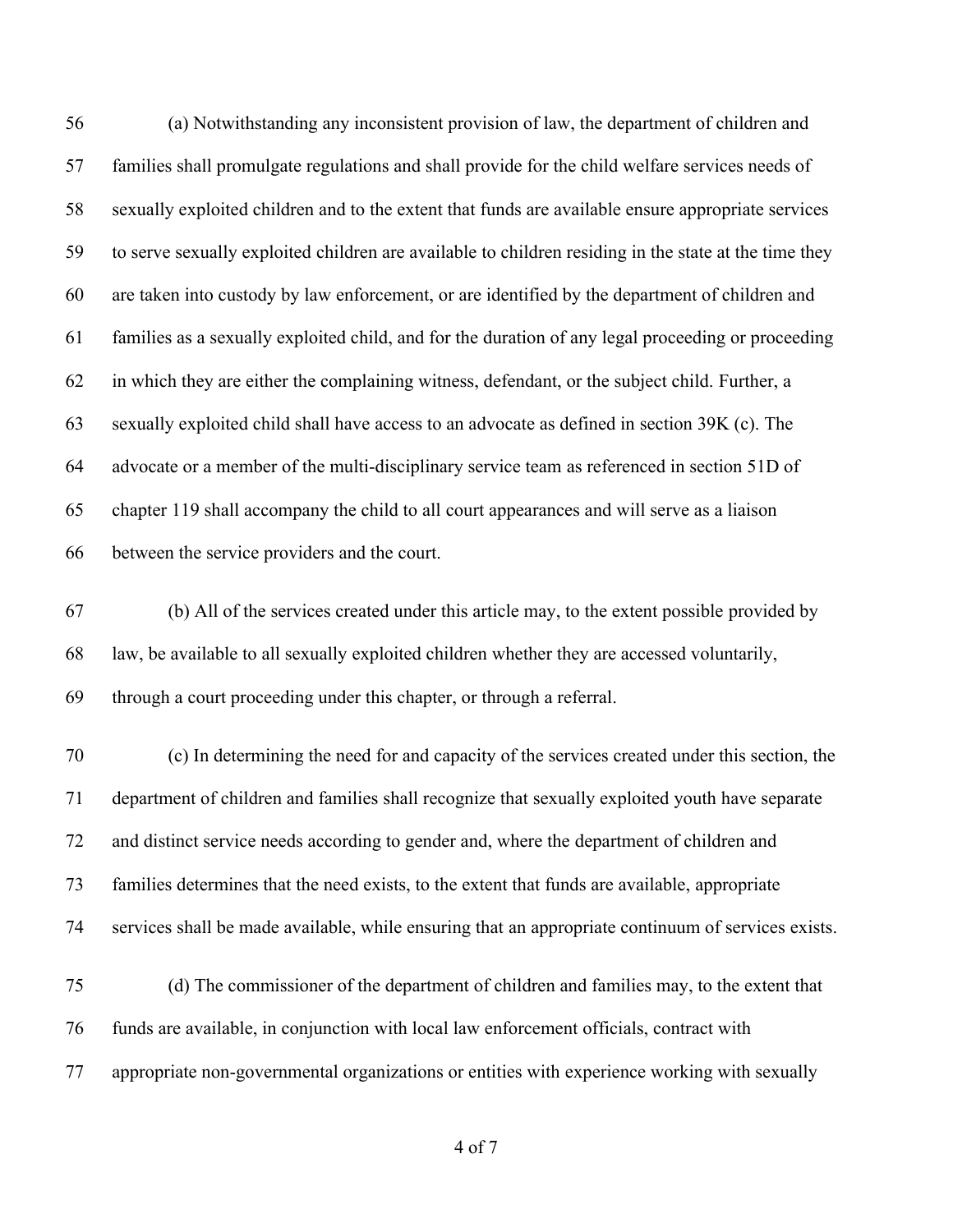(a) Notwithstanding any inconsistent provision of law, the department of children and families shall promulgate regulations and shall provide for the child welfare services needs of sexually exploited children and to the extent that funds are available ensure appropriate services to serve sexually exploited children are available to children residing in the state at the time they are taken into custody by law enforcement, or are identified by the department of children and families as a sexually exploited child, and for the duration of any legal proceeding or proceeding in which they are either the complaining witness, defendant, or the subject child. Further, a sexually exploited child shall have access to an advocate as defined in section 39K (c). The advocate or a member of the multi-disciplinary service team as referenced in section 51D of chapter 119 shall accompany the child to all court appearances and will serve as a liaison between the service providers and the court.

(b) All of the services created under this article may, to the extent possible provided by law, be available to all sexually exploited children whether they are accessed voluntarily, through a court proceeding under this chapter, or through a referral.

(c) In determining the need for and capacity of the services created under this section, the department of children and families shall recognize that sexually exploited youth have separate and distinct service needs according to gender and, where the department of children and families determines that the need exists, to the extent that funds are available, appropriate services shall be made available, while ensuring that an appropriate continuum of services exists.

(d) The commissioner of the department of children and families may, to the extent that funds are available, in conjunction with local law enforcement officials, contract with appropriate non-governmental organizations or entities with experience working with sexually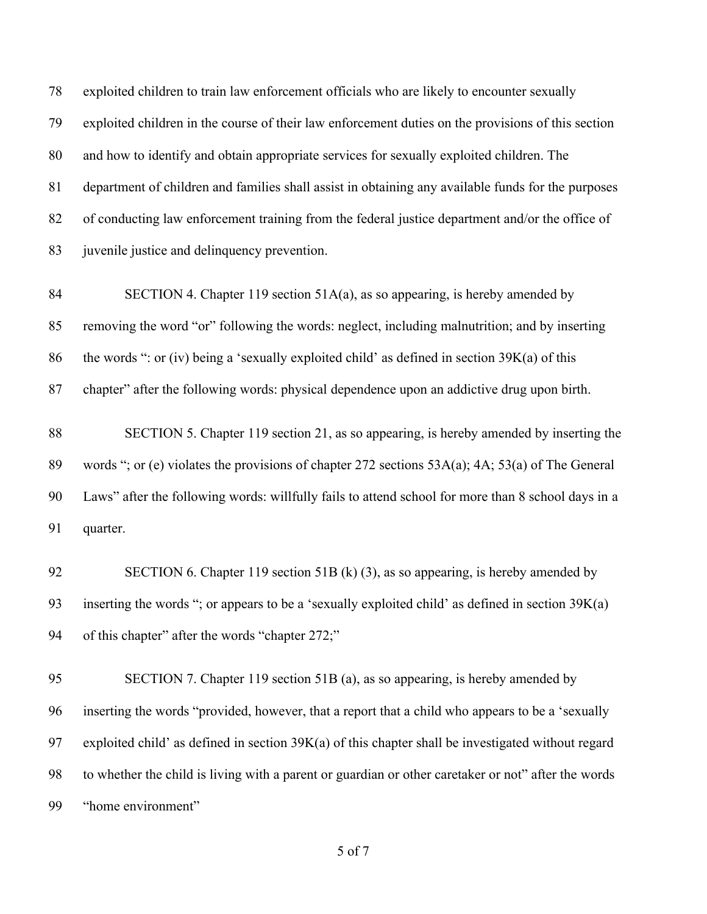exploited children to train law enforcement officials who are likely to encounter sexually exploited children in the course of their law enforcement duties on the provisions of this section and how to identify and obtain appropriate services for sexually exploited children. The department of children and families shall assist in obtaining any available funds for the purposes of conducting law enforcement training from the federal justice department and/or the office of juvenile justice and delinquency prevention.

SECTION 4. Chapter 119 section 51A(a), as so appearing, is hereby amended by removing the word "or" following the words: neglect, including malnutrition; and by inserting the words ": or (iv) being a 'sexually exploited child' as defined in section 39K(a) of this chapter" after the following words: physical dependence upon an addictive drug upon birth.

SECTION 5. Chapter 119 section 21, as so appearing, is hereby amended by inserting the words "; or (e) violates the provisions of chapter 272 sections 53A(a); 4A; 53(a) of The General Laws" after the following words: willfully fails to attend school for more than 8 school days in a quarter.

SECTION 6. Chapter 119 section 51B (k) (3), as so appearing, is hereby amended by inserting the words "; or appears to be a 'sexually exploited child' as defined in section 39K(a) of this chapter" after the words "chapter 272;"

SECTION 7. Chapter 119 section 51B (a), as so appearing, is hereby amended by inserting the words "provided, however, that a report that a child who appears to be a 'sexually exploited child' as defined in section 39K(a) of this chapter shall be investigated without regard to whether the child is living with a parent or guardian or other caretaker or not" after the words "home environment"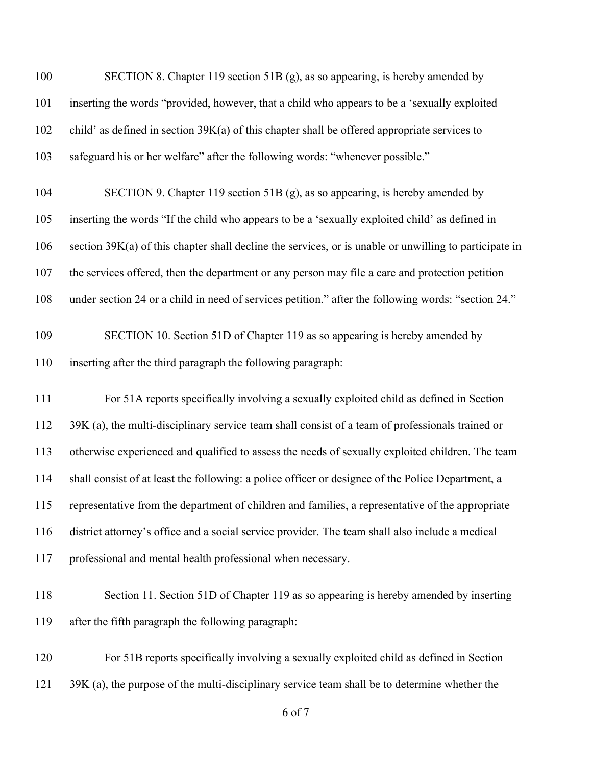SECTION 8. Chapter 119 section 51B (g), as so appearing, is hereby amended by inserting the words "provided, however, that a child who appears to be a 'sexually exploited child' as defined in section 39K(a) of this chapter shall be offered appropriate services to safeguard his or her welfare" after the following words: "whenever possible."

SECTION 9. Chapter 119 section 51B (g), as so appearing, is hereby amended by inserting the words "If the child who appears to be a 'sexually exploited child' as defined in section 39K(a) of this chapter shall decline the services, or is unable or unwilling to participate in the services offered, then the department or any person may file a care and protection petition under section 24 or a child in need of services petition." after the following words: "section 24."

SECTION 10. Section 51D of Chapter 119 as so appearing is hereby amended by inserting after the third paragraph the following paragraph:

For 51A reports specifically involving a sexually exploited child as defined in Section 39K (a), the multi-disciplinary service team shall consist of a team of professionals trained or otherwise experienced and qualified to assess the needs of sexually exploited children. The team shall consist of at least the following: a police officer or designee of the Police Department, a representative from the department of children and families, a representative of the appropriate district attorney's office and a social service provider. The team shall also include a medical professional and mental health professional when necessary.

Section 11. Section 51D of Chapter 119 as so appearing is hereby amended by inserting after the fifth paragraph the following paragraph:

For 51B reports specifically involving a sexually exploited child as defined in Section 39K (a), the purpose of the multi-disciplinary service team shall be to determine whether the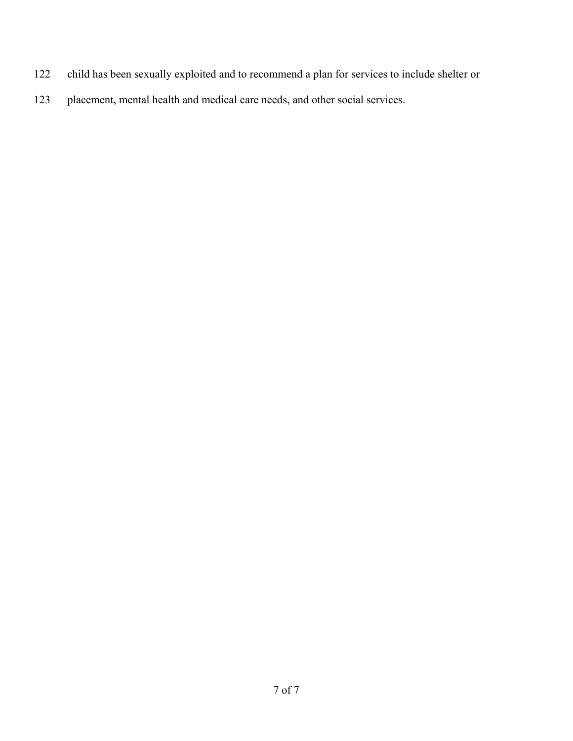122 child has been sexually exploited and to recommend a plan for services to include shelter or

123 placement, mental health and medical care needs, and other social services.